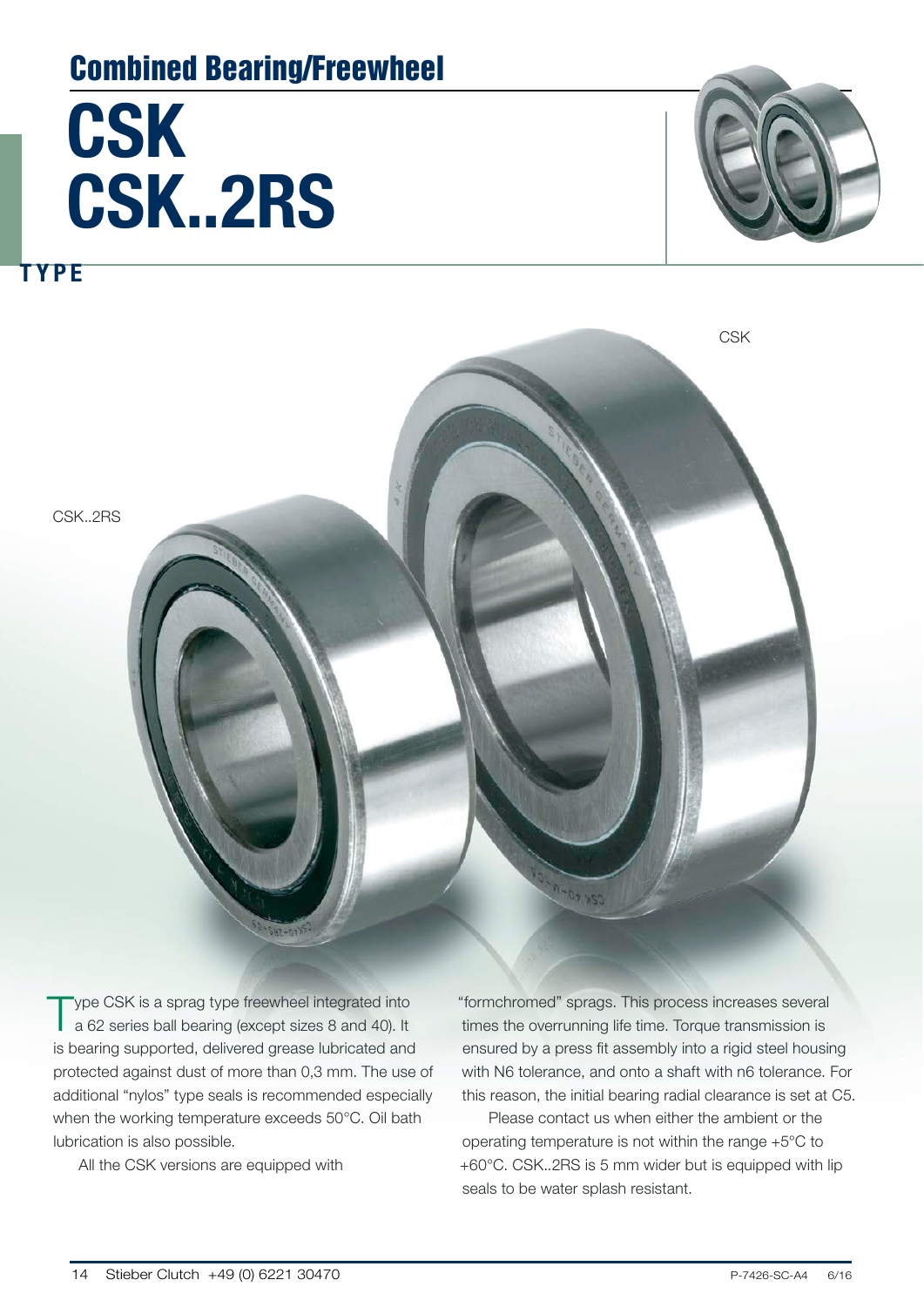## Combined Bearing/Freewheel

# CSK
# CSK..2RS

**TYPE**

CSK

CSK..2RS

Type CSK is a sprag type freewheel integrated into a 62 series ball bearing (except sizes 8 and 40). It is bearing supported, delivered grease lubricated and protected against dust of more than 0,3 mm. The use of additional "nylos" type seals is recommended especially when the working temperature exceeds 50°C. Oil bath lubrication is also possible.

All the CSK versions are equipped with "formchromed" sprags. This process increases several times the overrunning life time. Torque transmission is ensured by a press fit assembly into a rigid steel housing with N6 tolerance, and onto a shaft with n6 tolerance. For this reason, the initial bearing radial clearance is set at C5.

Please contact us when either the ambient or the operating temperature is not within the range +5°C to +60°C. CSK..2RS is 5 mm wider but is equipped with lip seals to be water splash resistant.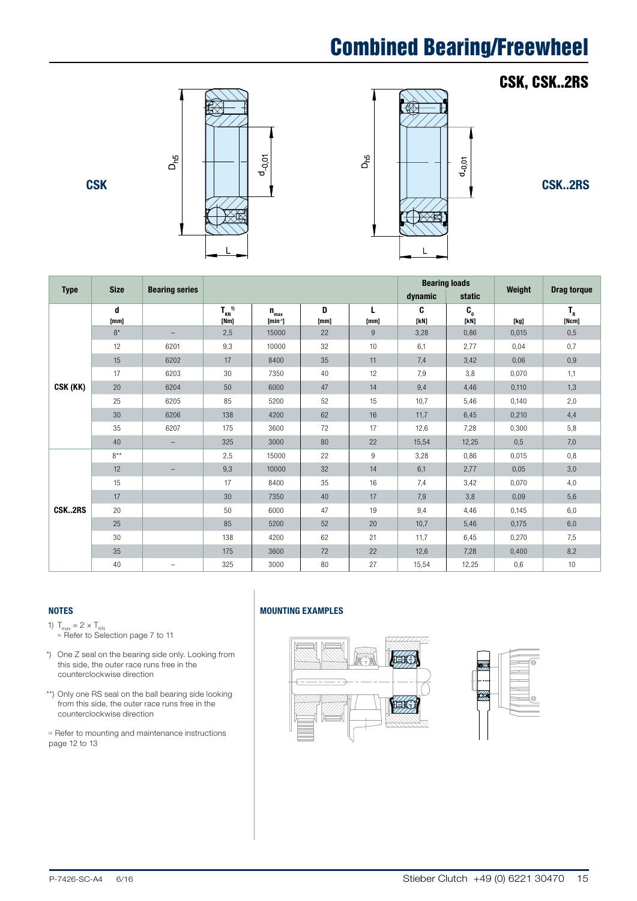# Combined Bearing/Freewheel

## CSK, CSK..2RS

CSK

CSK..2RS

| Type | Size | Bearing series | | | | | Bearing loads dynamic | static | Weight | Drag torque |
|---|---|---|---|---|---|---|---|---|---|---|
| | d [mm] | | $T_{KN}$ 1) [Nm] | $n_{max}$ [min⁻¹] | D [mm] | L [mm] | C [kN] | $C_0$ [kN] | [kg] | $T_R$ [Ncm] |
| CSK (KK) | 8* | – | 2,5 | 15000 | 22 | 9 | 3,28 | 0,86 | 0,015 | 0,5 |
| | 12 | 6201 | 9,3 | 10000 | 32 | 10 | 6,1 | 2,77 | 0,04 | 0,7 |
| | 15 | 6202 | 17 | 8400 | 35 | 11 | 7,4 | 3,42 | 0,06 | 0,9 |
| | 17 | 6203 | 30 | 7350 | 40 | 12 | 7,9 | 3,8 | 0,070 | 1,1 |
| | 20 | 6204 | 50 | 6000 | 47 | 14 | 9,4 | 4,46 | 0,110 | 1,3 |
| | 25 | 6205 | 85 | 5200 | 52 | 15 | 10,7 | 5,46 | 0,140 | 2,0 |
| | 30 | 6206 | 138 | 4200 | 62 | 16 | 11,7 | 6,45 | 0,210 | 4,4 |
| | 35 | 6207 | 175 | 3600 | 72 | 17 | 12,6 | 7,28 | 0,300 | 5,8 |
| | 40 | – | 325 | 3000 | 80 | 22 | 15,54 | 12,25 | 0,5 | 7,0 |
| CSK..2RS | 8** | | 2,5 | 15000 | 22 | 9 | 3,28 | 0,86 | 0,015 | 0,8 |
| | 12 | – | 9,3 | 10000 | 32 | 14 | 6,1 | 2,77 | 0,05 | 3,0 |
| | 15 | | 17 | 8400 | 35 | 16 | 7,4 | 3,42 | 0,070 | 4,0 |
| | 17 | | 30 | 7350 | 40 | 17 | 7,9 | 3,8 | 0,09 | 5,6 |
| | 20 | | 50 | 6000 | 47 | 19 | 9,4 | 4,46 | 0,145 | 6,0 |
| | 25 | | 85 | 5200 | 52 | 20 | 10,7 | 5,46 | 0,175 | 6,0 |
| | 30 | | 138 | 4200 | 62 | 21 | 11,7 | 6,45 | 0,270 | 7,5 |
| | 35 | | 175 | 3600 | 72 | 22 | 12,6 | 7,28 | 0,400 | 8,2 |
| | 40 | – | 325 | 3000 | 80 | 27 | 15,54 | 12,25 | 0,6 | 10 |

### NOTES

1) $T_{max} = 2 \times T_{KN}$
» Refer to Selection page 7 to 11

*) One Z seal on the bearing side only. Looking from this side, the outer race runs free in the counterclockwise direction

**) Only one RS seal on the ball bearing side looking from this side, the outer race runs free in the counterclockwise direction

» Refer to mounting and maintenance instructions page 12 to 13

### MOUNTING EXAMPLES